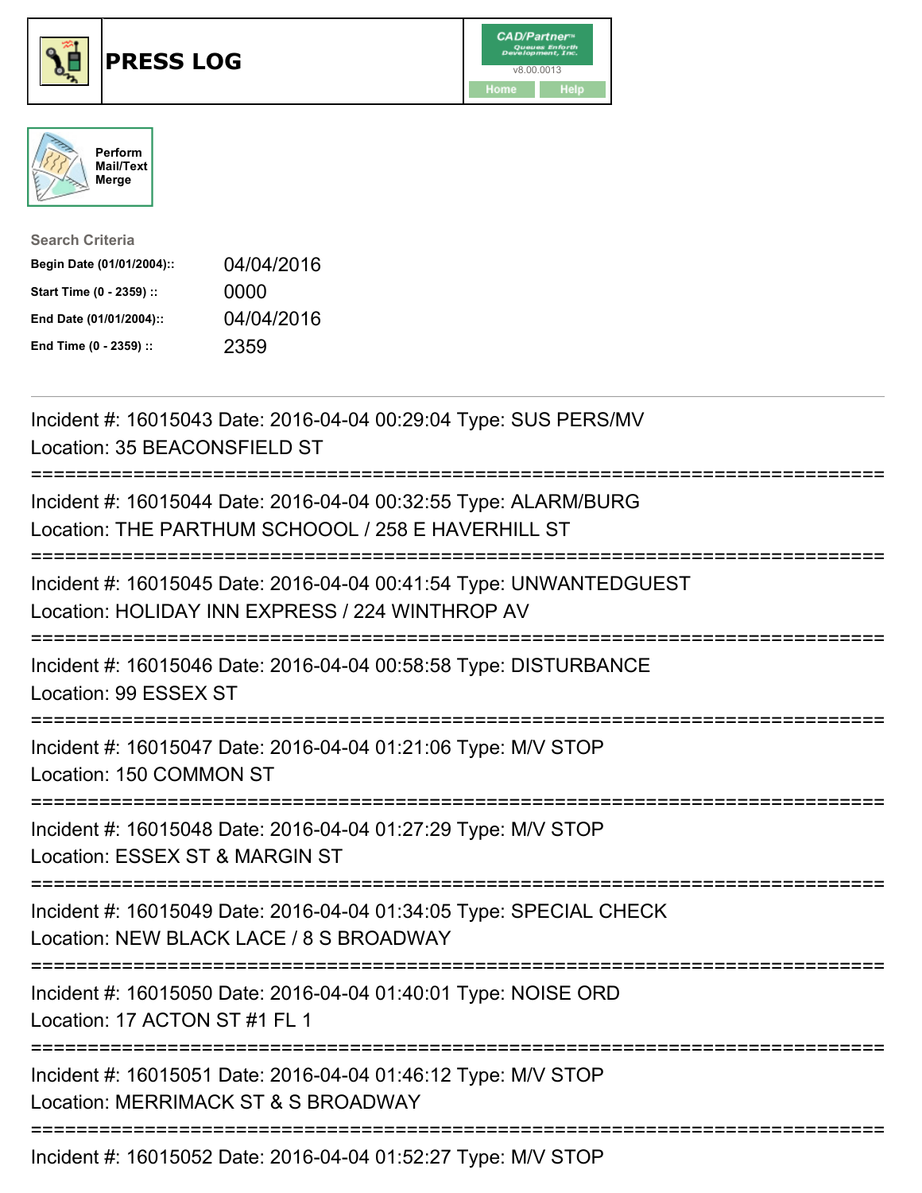# PRESS LOG

Perform Mail/Text Merge

**Search Criteria**

| | |
|---|---|
| **Begin Date (01/01/2004)::** | 04/04/2016 |
| **Start Time (0 - 2359) ::** | 0000 |
| **End Date (01/01/2004)::** | 04/04/2016 |
| **End Time (0 - 2359) ::** | 2359 |

Incident #: 16015043 Date: 2016-04-04 00:29:04 Type: SUS PERS/MV
Location: 35 BEACONSFIELD ST

===========================================================================

Incident #: 16015044 Date: 2016-04-04 00:32:55 Type: ALARM/BURG
Location: THE PARTHUM SCHOOOL / 258 E HAVERHILL ST

===========================================================================

Incident #: 16015045 Date: 2016-04-04 00:41:54 Type: UNWANTEDGUEST
Location: HOLIDAY INN EXPRESS / 224 WINTHROP AV

===========================================================================

Incident #: 16015046 Date: 2016-04-04 00:58:58 Type: DISTURBANCE
Location: 99 ESSEX ST

===========================================================================

Incident #: 16015047 Date: 2016-04-04 01:21:06 Type: M/V STOP
Location: 150 COMMON ST

===========================================================================

Incident #: 16015048 Date: 2016-04-04 01:27:29 Type: M/V STOP
Location: ESSEX ST & MARGIN ST

===========================================================================

Incident #: 16015049 Date: 2016-04-04 01:34:05 Type: SPECIAL CHECK
Location: NEW BLACK LACE / 8 S BROADWAY

===========================================================================

Incident #: 16015050 Date: 2016-04-04 01:40:01 Type: NOISE ORD
Location: 17 ACTON ST #1 FL 1

===========================================================================

Incident #: 16015051 Date: 2016-04-04 01:46:12 Type: M/V STOP
Location: MERRIMACK ST & S BROADWAY

===========================================================================

Incident #: 16015052 Date: 2016-04-04 01:52:27 Type: M/V STOP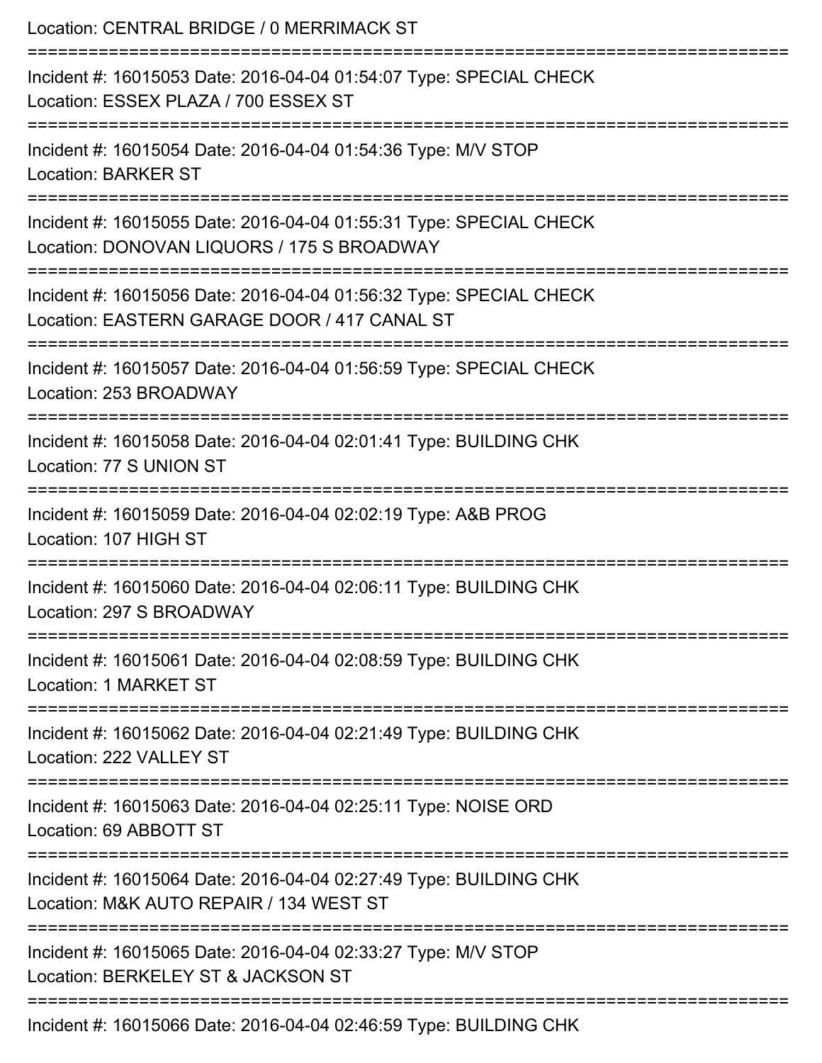Location: CENTRAL BRIDGE / 0 MERRIMACK ST

===========================================================================

Incident #: 16015053 Date: 2016-04-04 01:54:07 Type: SPECIAL CHECK

Location: ESSEX PLAZA / 700 ESSEX ST

===========================================================================

Incident #: 16015054 Date: 2016-04-04 01:54:36 Type: M/V STOP

Location: BARKER ST

===========================================================================

Incident #: 16015055 Date: 2016-04-04 01:55:31 Type: SPECIAL CHECK

Location: DONOVAN LIQUORS / 175 S BROADWAY

===========================================================================

Incident #: 16015056 Date: 2016-04-04 01:56:32 Type: SPECIAL CHECK

Location: EASTERN GARAGE DOOR / 417 CANAL ST

===========================================================================

Incident #: 16015057 Date: 2016-04-04 01:56:59 Type: SPECIAL CHECK

Location: 253 BROADWAY

===========================================================================

Incident #: 16015058 Date: 2016-04-04 02:01:41 Type: BUILDING CHK

Location: 77 S UNION ST

===========================================================================

Incident #: 16015059 Date: 2016-04-04 02:02:19 Type: A&B PROG

Location: 107 HIGH ST

===========================================================================

Incident #: 16015060 Date: 2016-04-04 02:06:11 Type: BUILDING CHK

Location: 297 S BROADWAY

===========================================================================

Incident #: 16015061 Date: 2016-04-04 02:08:59 Type: BUILDING CHK

Location: 1 MARKET ST

===========================================================================

Incident #: 16015062 Date: 2016-04-04 02:21:49 Type: BUILDING CHK

Location: 222 VALLEY ST

===========================================================================

Incident #: 16015063 Date: 2016-04-04 02:25:11 Type: NOISE ORD

Location: 69 ABBOTT ST

===========================================================================

Incident #: 16015064 Date: 2016-04-04 02:27:49 Type: BUILDING CHK

Location: M&K AUTO REPAIR / 134 WEST ST

===========================================================================

Incident #: 16015065 Date: 2016-04-04 02:33:27 Type: M/V STOP

Location: BERKELEY ST & JACKSON ST

===========================================================================

Incident #: 16015066 Date: 2016-04-04 02:46:59 Type: BUILDING CHK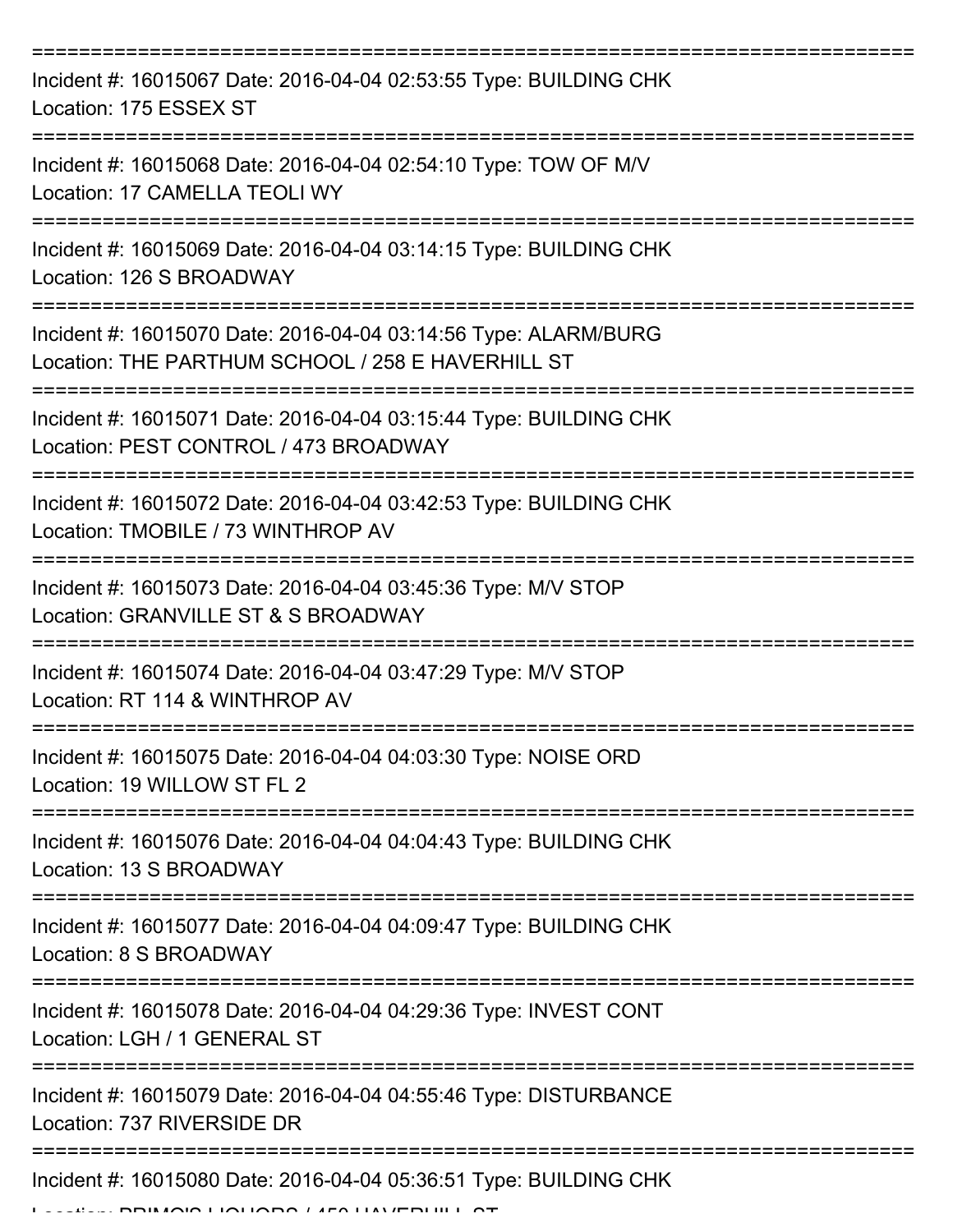===========================================================================

Incident #: 16015067 Date: 2016-04-04 02:53:55 Type: BUILDING CHK
Location: 175 ESSEX ST

===========================================================================

Incident #: 16015068 Date: 2016-04-04 02:54:10 Type: TOW OF M/V
Location: 17 CAMELLA TEOLI WY

===========================================================================

Incident #: 16015069 Date: 2016-04-04 03:14:15 Type: BUILDING CHK
Location: 126 S BROADWAY

===========================================================================

Incident #: 16015070 Date: 2016-04-04 03:14:56 Type: ALARM/BURG
Location: THE PARTHUM SCHOOL / 258 E HAVERHILL ST

===========================================================================

Incident #: 16015071 Date: 2016-04-04 03:15:44 Type: BUILDING CHK
Location: PEST CONTROL / 473 BROADWAY

===========================================================================

Incident #: 16015072 Date: 2016-04-04 03:42:53 Type: BUILDING CHK
Location: TMOBILE / 73 WINTHROP AV

===========================================================================

Incident #: 16015073 Date: 2016-04-04 03:45:36 Type: M/V STOP
Location: GRANVILLE ST & S BROADWAY

===========================================================================

Incident #: 16015074 Date: 2016-04-04 03:47:29 Type: M/V STOP
Location: RT 114 & WINTHROP AV

===========================================================================

Incident #: 16015075 Date: 2016-04-04 04:03:30 Type: NOISE ORD
Location: 19 WILLOW ST FL 2

===========================================================================

Incident #: 16015076 Date: 2016-04-04 04:04:43 Type: BUILDING CHK
Location: 13 S BROADWAY

===========================================================================

Incident #: 16015077 Date: 2016-04-04 04:09:47 Type: BUILDING CHK
Location: 8 S BROADWAY

===========================================================================

Incident #: 16015078 Date: 2016-04-04 04:29:36 Type: INVEST CONT
Location: LGH / 1 GENERAL ST

===========================================================================

Incident #: 16015079 Date: 2016-04-04 04:55:46 Type: DISTURBANCE
Location: 737 RIVERSIDE DR

===========================================================================

Incident #: 16015080 Date: 2016-04-04 05:36:51 Type: BUILDING CHK
Location: PRIMO'S LIQUORS / 450 HAVERHILL ST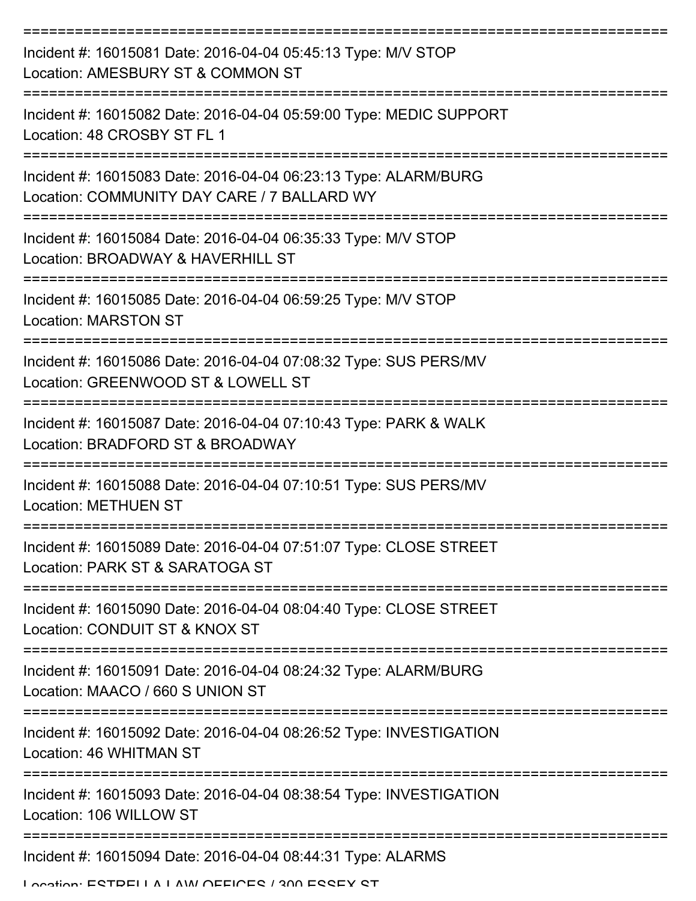===========================================================================

Incident #: 16015081 Date: 2016-04-04 05:45:13 Type: M/V STOP
Location: AMESBURY ST & COMMON ST

===========================================================================

Incident #: 16015082 Date: 2016-04-04 05:59:00 Type: MEDIC SUPPORT
Location: 48 CROSBY ST FL 1

===========================================================================

Incident #: 16015083 Date: 2016-04-04 06:23:13 Type: ALARM/BURG
Location: COMMUNITY DAY CARE / 7 BALLARD WY

===========================================================================

Incident #: 16015084 Date: 2016-04-04 06:35:33 Type: M/V STOP
Location: BROADWAY & HAVERHILL ST

===========================================================================

Incident #: 16015085 Date: 2016-04-04 06:59:25 Type: M/V STOP
Location: MARSTON ST

===========================================================================

Incident #: 16015086 Date: 2016-04-04 07:08:32 Type: SUS PERS/MV
Location: GREENWOOD ST & LOWELL ST

===========================================================================

Incident #: 16015087 Date: 2016-04-04 07:10:43 Type: PARK & WALK
Location: BRADFORD ST & BROADWAY

===========================================================================

Incident #: 16015088 Date: 2016-04-04 07:10:51 Type: SUS PERS/MV
Location: METHUEN ST

===========================================================================

Incident #: 16015089 Date: 2016-04-04 07:51:07 Type: CLOSE STREET
Location: PARK ST & SARATOGA ST

===========================================================================

Incident #: 16015090 Date: 2016-04-04 08:04:40 Type: CLOSE STREET
Location: CONDUIT ST & KNOX ST

===========================================================================

Incident #: 16015091 Date: 2016-04-04 08:24:32 Type: ALARM/BURG
Location: MAACO / 660 S UNION ST

===========================================================================

Incident #: 16015092 Date: 2016-04-04 08:26:52 Type: INVESTIGATION
Location: 46 WHITMAN ST

===========================================================================

Incident #: 16015093 Date: 2016-04-04 08:38:54 Type: INVESTIGATION
Location: 106 WILLOW ST

===========================================================================

Incident #: 16015094 Date: 2016-04-04 08:44:31 Type: ALARMS
Location: ESTRELLA LAW OFFICES / 300 ESSEX ST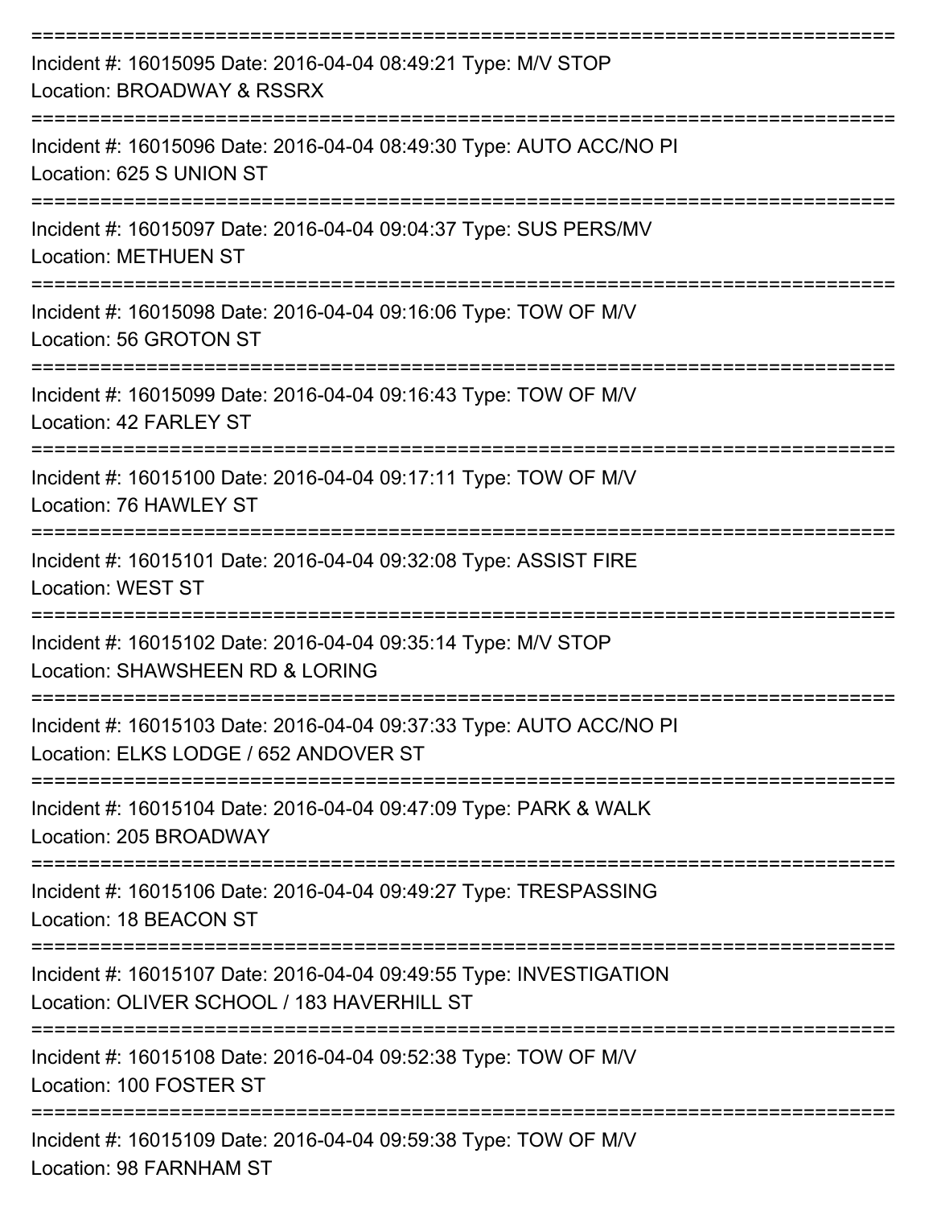===========================================================================
Incident #: 16015095 Date: 2016-04-04 08:49:21 Type: M/V STOP
Location: BROADWAY & RSSRX
===========================================================================
Incident #: 16015096 Date: 2016-04-04 08:49:30 Type: AUTO ACC/NO PI
Location: 625 S UNION ST
===========================================================================
Incident #: 16015097 Date: 2016-04-04 09:04:37 Type: SUS PERS/MV
Location: METHUEN ST
===========================================================================
Incident #: 16015098 Date: 2016-04-04 09:16:06 Type: TOW OF M/V
Location: 56 GROTON ST
===========================================================================
Incident #: 16015099 Date: 2016-04-04 09:16:43 Type: TOW OF M/V
Location: 42 FARLEY ST
===========================================================================
Incident #: 16015100 Date: 2016-04-04 09:17:11 Type: TOW OF M/V
Location: 76 HAWLEY ST
===========================================================================
Incident #: 16015101 Date: 2016-04-04 09:32:08 Type: ASSIST FIRE
Location: WEST ST
===========================================================================
Incident #: 16015102 Date: 2016-04-04 09:35:14 Type: M/V STOP
Location: SHAWSHEEN RD & LORING
===========================================================================
Incident #: 16015103 Date: 2016-04-04 09:37:33 Type: AUTO ACC/NO PI
Location: ELKS LODGE / 652 ANDOVER ST
===========================================================================
Incident #: 16015104 Date: 2016-04-04 09:47:09 Type: PARK & WALK
Location: 205 BROADWAY
===========================================================================
Incident #: 16015106 Date: 2016-04-04 09:49:27 Type: TRESPASSING
Location: 18 BEACON ST
===========================================================================
Incident #: 16015107 Date: 2016-04-04 09:49:55 Type: INVESTIGATION
Location: OLIVER SCHOOL / 183 HAVERHILL ST
===========================================================================
Incident #: 16015108 Date: 2016-04-04 09:52:38 Type: TOW OF M/V
Location: 100 FOSTER ST
===========================================================================
Incident #: 16015109 Date: 2016-04-04 09:59:38 Type: TOW OF M/V
Location: 98 FARNHAM ST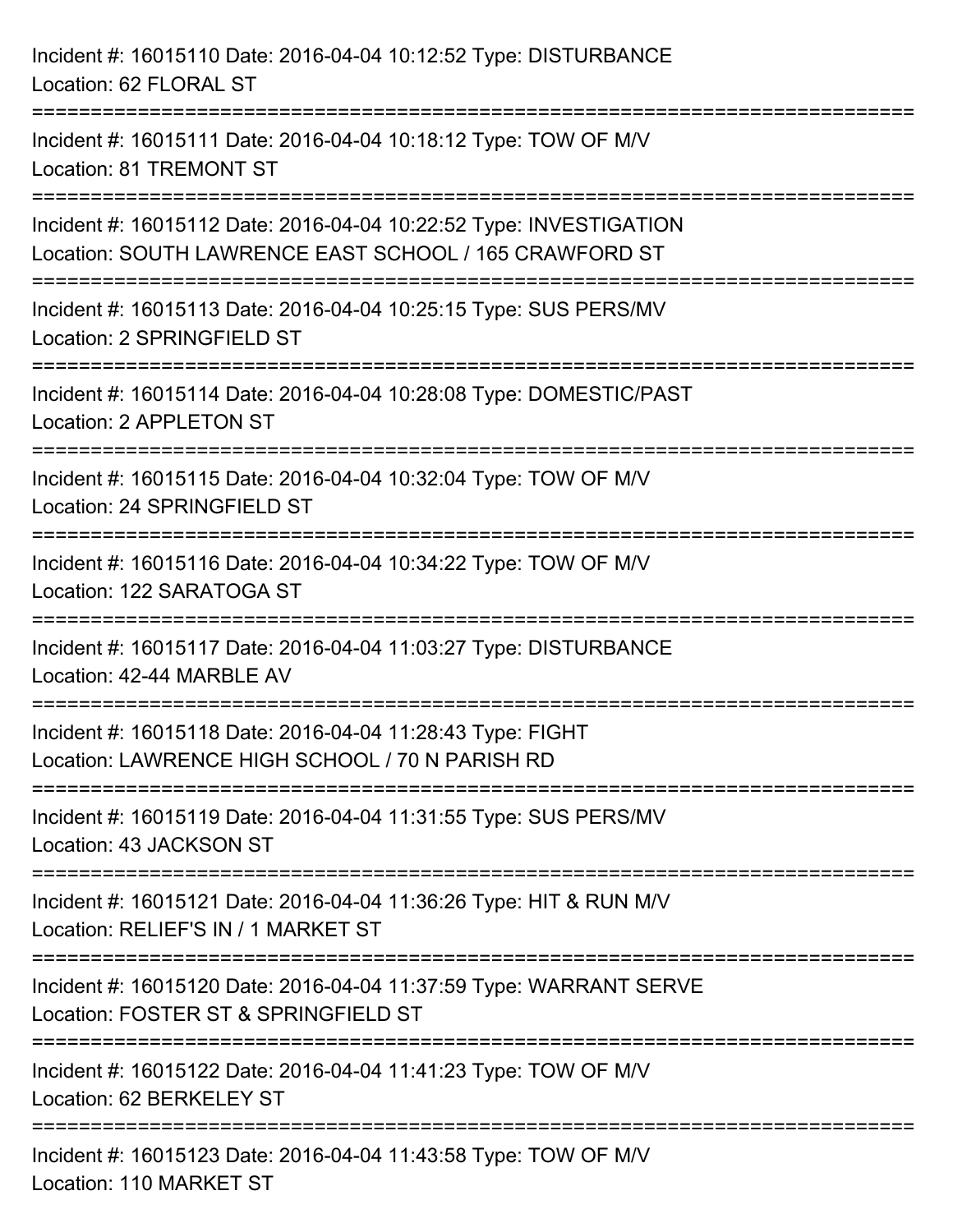Incident #: 16015110 Date: 2016-04-04 10:12:52 Type: DISTURBANCE
Location: 62 FLORAL ST

===========================================================================

Incident #: 16015111 Date: 2016-04-04 10:18:12 Type: TOW OF M/V
Location: 81 TREMONT ST

===========================================================================

Incident #: 16015112 Date: 2016-04-04 10:22:52 Type: INVESTIGATION
Location: SOUTH LAWRENCE EAST SCHOOL / 165 CRAWFORD ST

===========================================================================

Incident #: 16015113 Date: 2016-04-04 10:25:15 Type: SUS PERS/MV
Location: 2 SPRINGFIELD ST

===========================================================================

Incident #: 16015114 Date: 2016-04-04 10:28:08 Type: DOMESTIC/PAST
Location: 2 APPLETON ST

===========================================================================

Incident #: 16015115 Date: 2016-04-04 10:32:04 Type: TOW OF M/V
Location: 24 SPRINGFIELD ST

===========================================================================

Incident #: 16015116 Date: 2016-04-04 10:34:22 Type: TOW OF M/V
Location: 122 SARATOGA ST

===========================================================================

Incident #: 16015117 Date: 2016-04-04 11:03:27 Type: DISTURBANCE
Location: 42-44 MARBLE AV

===========================================================================

Incident #: 16015118 Date: 2016-04-04 11:28:43 Type: FIGHT
Location: LAWRENCE HIGH SCHOOL / 70 N PARISH RD

===========================================================================

Incident #: 16015119 Date: 2016-04-04 11:31:55 Type: SUS PERS/MV
Location: 43 JACKSON ST

===========================================================================

Incident #: 16015121 Date: 2016-04-04 11:36:26 Type: HIT & RUN M/V
Location: RELIEF'S IN / 1 MARKET ST

===========================================================================

Incident #: 16015120 Date: 2016-04-04 11:37:59 Type: WARRANT SERVE
Location: FOSTER ST & SPRINGFIELD ST

===========================================================================

Incident #: 16015122 Date: 2016-04-04 11:41:23 Type: TOW OF M/V
Location: 62 BERKELEY ST

===========================================================================

Incident #: 16015123 Date: 2016-04-04 11:43:58 Type: TOW OF M/V
Location: 110 MARKET ST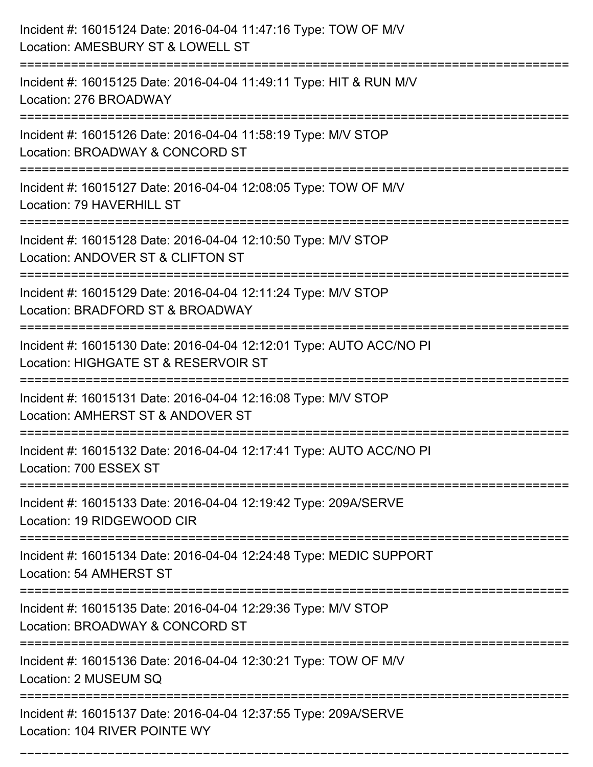Incident #: 16015124 Date: 2016-04-04 11:47:16 Type: TOW OF M/V
Location: AMESBURY ST & LOWELL ST

===========================================================================

Incident #: 16015125 Date: 2016-04-04 11:49:11 Type: HIT & RUN M/V
Location: 276 BROADWAY

===========================================================================

Incident #: 16015126 Date: 2016-04-04 11:58:19 Type: M/V STOP
Location: BROADWAY & CONCORD ST

===========================================================================

Incident #: 16015127 Date: 2016-04-04 12:08:05 Type: TOW OF M/V
Location: 79 HAVERHILL ST

===========================================================================

Incident #: 16015128 Date: 2016-04-04 12:10:50 Type: M/V STOP
Location: ANDOVER ST & CLIFTON ST

===========================================================================

Incident #: 16015129 Date: 2016-04-04 12:11:24 Type: M/V STOP
Location: BRADFORD ST & BROADWAY

===========================================================================

Incident #: 16015130 Date: 2016-04-04 12:12:01 Type: AUTO ACC/NO PI
Location: HIGHGATE ST & RESERVOIR ST

===========================================================================

Incident #: 16015131 Date: 2016-04-04 12:16:08 Type: M/V STOP
Location: AMHERST ST & ANDOVER ST

===========================================================================

Incident #: 16015132 Date: 2016-04-04 12:17:41 Type: AUTO ACC/NO PI
Location: 700 ESSEX ST

===========================================================================

Incident #: 16015133 Date: 2016-04-04 12:19:42 Type: 209A/SERVE
Location: 19 RIDGEWOOD CIR

===========================================================================

Incident #: 16015134 Date: 2016-04-04 12:24:48 Type: MEDIC SUPPORT
Location: 54 AMHERST ST

===========================================================================

Incident #: 16015135 Date: 2016-04-04 12:29:36 Type: M/V STOP
Location: BROADWAY & CONCORD ST

===========================================================================

Incident #: 16015136 Date: 2016-04-04 12:30:21 Type: TOW OF M/V
Location: 2 MUSEUM SQ

===========================================================================

Incident #: 16015137 Date: 2016-04-04 12:37:55 Type: 209A/SERVE
Location: 104 RIVER POINTE WY

===========================================================================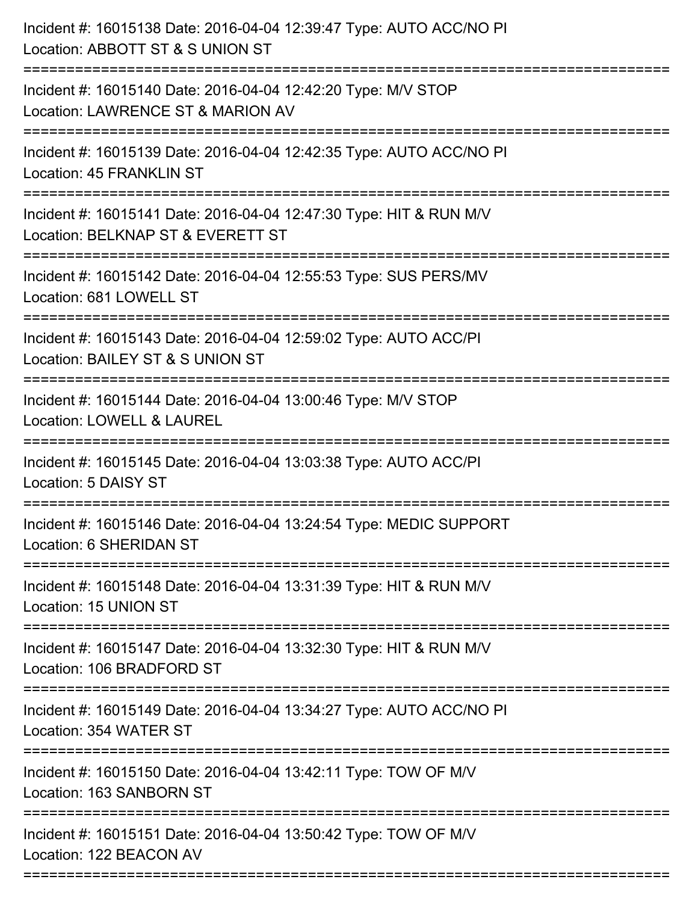Incident #: 16015138 Date: 2016-04-04 12:39:47 Type: AUTO ACC/NO PI
Location: ABBOTT ST & S UNION ST

===========================================================================

Incident #: 16015140 Date: 2016-04-04 12:42:20 Type: M/V STOP
Location: LAWRENCE ST & MARION AV

===========================================================================

Incident #: 16015139 Date: 2016-04-04 12:42:35 Type: AUTO ACC/NO PI
Location: 45 FRANKLIN ST

===========================================================================

Incident #: 16015141 Date: 2016-04-04 12:47:30 Type: HIT & RUN M/V
Location: BELKNAP ST & EVERETT ST

===========================================================================

Incident #: 16015142 Date: 2016-04-04 12:55:53 Type: SUS PERS/MV
Location: 681 LOWELL ST

===========================================================================

Incident #: 16015143 Date: 2016-04-04 12:59:02 Type: AUTO ACC/PI
Location: BAILEY ST & S UNION ST

===========================================================================

Incident #: 16015144 Date: 2016-04-04 13:00:46 Type: M/V STOP
Location: LOWELL & LAUREL

===========================================================================

Incident #: 16015145 Date: 2016-04-04 13:03:38 Type: AUTO ACC/PI
Location: 5 DAISY ST

===========================================================================

Incident #: 16015146 Date: 2016-04-04 13:24:54 Type: MEDIC SUPPORT
Location: 6 SHERIDAN ST

===========================================================================

Incident #: 16015148 Date: 2016-04-04 13:31:39 Type: HIT & RUN M/V
Location: 15 UNION ST

===========================================================================

Incident #: 16015147 Date: 2016-04-04 13:32:30 Type: HIT & RUN M/V
Location: 106 BRADFORD ST

===========================================================================

Incident #: 16015149 Date: 2016-04-04 13:34:27 Type: AUTO ACC/NO PI
Location: 354 WATER ST

===========================================================================

Incident #: 16015150 Date: 2016-04-04 13:42:11 Type: TOW OF M/V
Location: 163 SANBORN ST

===========================================================================

Incident #: 16015151 Date: 2016-04-04 13:50:42 Type: TOW OF M/V
Location: 122 BEACON AV

===========================================================================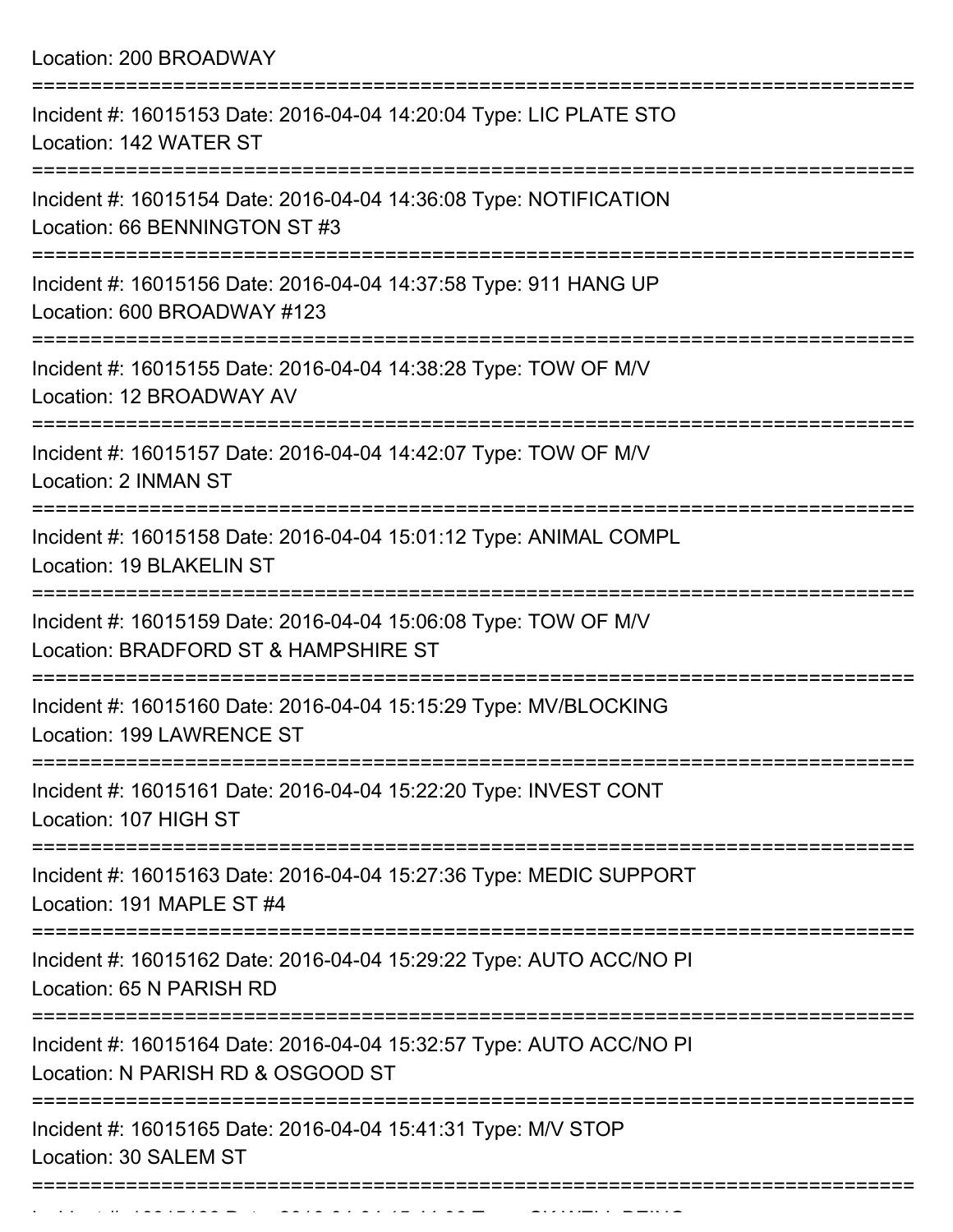Location: 200 BROADWAY

===========================================================================

Incident #: 16015153 Date: 2016-04-04 14:20:04 Type: LIC PLATE STO
Location: 142 WATER ST

===========================================================================

Incident #: 16015154 Date: 2016-04-04 14:36:08 Type: NOTIFICATION
Location: 66 BENNINGTON ST #3

===========================================================================

Incident #: 16015156 Date: 2016-04-04 14:37:58 Type: 911 HANG UP
Location: 600 BROADWAY #123

===========================================================================

Incident #: 16015155 Date: 2016-04-04 14:38:28 Type: TOW OF M/V
Location: 12 BROADWAY AV

===========================================================================

Incident #: 16015157 Date: 2016-04-04 14:42:07 Type: TOW OF M/V
Location: 2 INMAN ST

===========================================================================

Incident #: 16015158 Date: 2016-04-04 15:01:12 Type: ANIMAL COMPL
Location: 19 BLAKELIN ST

===========================================================================

Incident #: 16015159 Date: 2016-04-04 15:06:08 Type: TOW OF M/V
Location: BRADFORD ST & HAMPSHIRE ST

===========================================================================

Incident #: 16015160 Date: 2016-04-04 15:15:29 Type: MV/BLOCKING
Location: 199 LAWRENCE ST

===========================================================================

Incident #: 16015161 Date: 2016-04-04 15:22:20 Type: INVEST CONT
Location: 107 HIGH ST

===========================================================================

Incident #: 16015163 Date: 2016-04-04 15:27:36 Type: MEDIC SUPPORT
Location: 191 MAPLE ST #4

===========================================================================

Incident #: 16015162 Date: 2016-04-04 15:29:22 Type: AUTO ACC/NO PI
Location: 65 N PARISH RD

===========================================================================

Incident #: 16015164 Date: 2016-04-04 15:32:57 Type: AUTO ACC/NO PI
Location: N PARISH RD & OSGOOD ST

===========================================================================

Incident #: 16015165 Date: 2016-04-04 15:41:31 Type: M/V STOP
Location: 30 SALEM ST

===========================================================================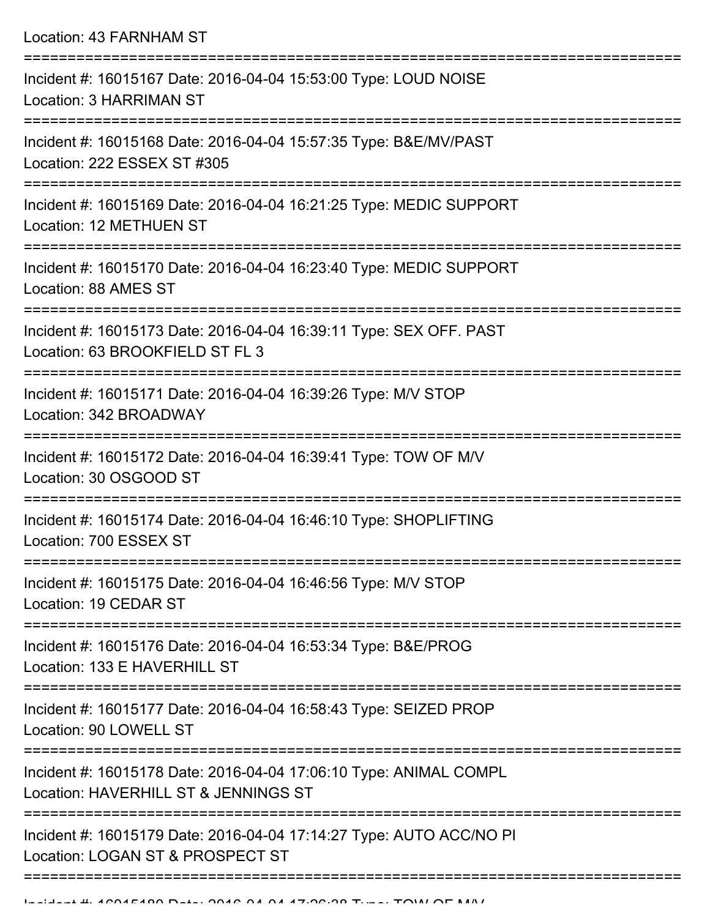Location: 43 FARNHAM ST

===========================================================================

Incident #: 16015167 Date: 2016-04-04 15:53:00 Type: LOUD NOISE
Location: 3 HARRIMAN ST

===========================================================================

Incident #: 16015168 Date: 2016-04-04 15:57:35 Type: B&E/MV/PAST
Location: 222 ESSEX ST #305

===========================================================================

Incident #: 16015169 Date: 2016-04-04 16:21:25 Type: MEDIC SUPPORT
Location: 12 METHUEN ST

===========================================================================

Incident #: 16015170 Date: 2016-04-04 16:23:40 Type: MEDIC SUPPORT
Location: 88 AMES ST

===========================================================================

Incident #: 16015173 Date: 2016-04-04 16:39:11 Type: SEX OFF. PAST
Location: 63 BROOKFIELD ST FL 3

===========================================================================

Incident #: 16015171 Date: 2016-04-04 16:39:26 Type: M/V STOP
Location: 342 BROADWAY

===========================================================================

Incident #: 16015172 Date: 2016-04-04 16:39:41 Type: TOW OF M/V
Location: 30 OSGOOD ST

===========================================================================

Incident #: 16015174 Date: 2016-04-04 16:46:10 Type: SHOPLIFTING
Location: 700 ESSEX ST

===========================================================================

Incident #: 16015175 Date: 2016-04-04 16:46:56 Type: M/V STOP
Location: 19 CEDAR ST

===========================================================================

Incident #: 16015176 Date: 2016-04-04 16:53:34 Type: B&E/PROG
Location: 133 E HAVERHILL ST

===========================================================================

Incident #: 16015177 Date: 2016-04-04 16:58:43 Type: SEIZED PROP
Location: 90 LOWELL ST

===========================================================================

Incident #: 16015178 Date: 2016-04-04 17:06:10 Type: ANIMAL COMPL
Location: HAVERHILL ST & JENNINGS ST

===========================================================================

Incident #: 16015179 Date: 2016-04-04 17:14:27 Type: AUTO ACC/NO PI
Location: LOGAN ST & PROSPECT ST

===========================================================================

Incident #: 16015180 Date: 2016-04-04 17:26:38 Type: TOW OF M/V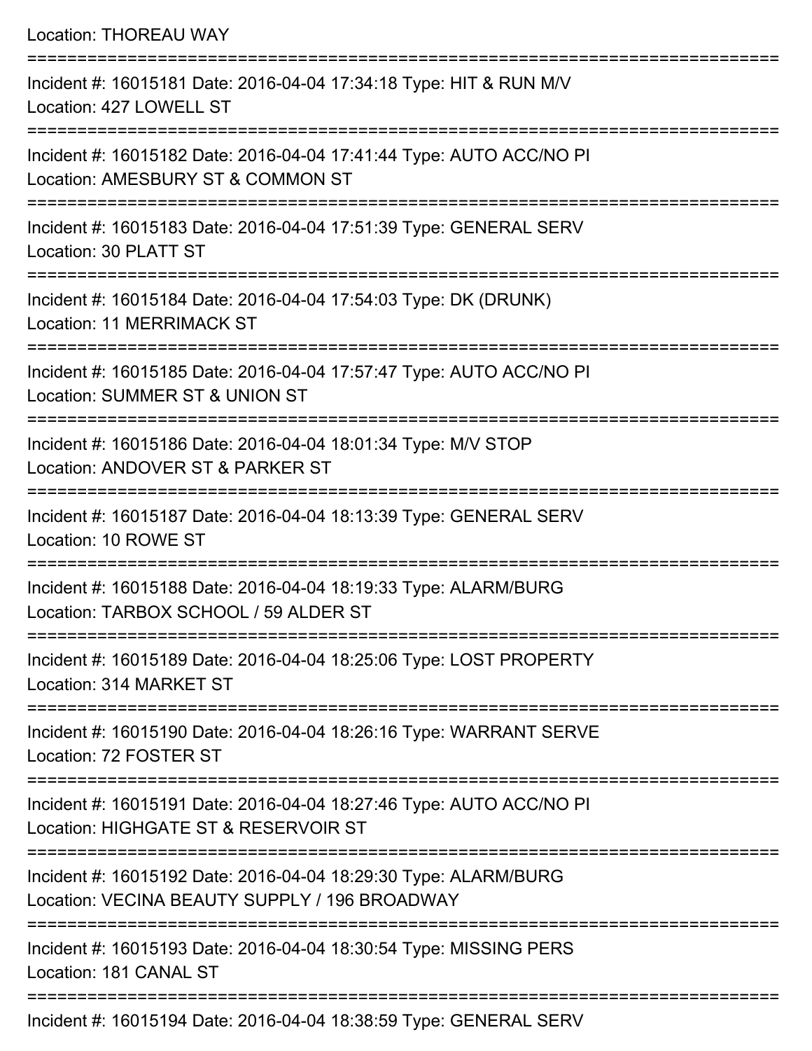Location: THOREAU WAY

===========================================================================

Incident #: 16015181 Date: 2016-04-04 17:34:18 Type: HIT & RUN M/V
Location: 427 LOWELL ST

===========================================================================

Incident #: 16015182 Date: 2016-04-04 17:41:44 Type: AUTO ACC/NO PI
Location: AMESBURY ST & COMMON ST

===========================================================================

Incident #: 16015183 Date: 2016-04-04 17:51:39 Type: GENERAL SERV
Location: 30 PLATT ST

===========================================================================

Incident #: 16015184 Date: 2016-04-04 17:54:03 Type: DK (DRUNK)
Location: 11 MERRIMACK ST

===========================================================================

Incident #: 16015185 Date: 2016-04-04 17:57:47 Type: AUTO ACC/NO PI
Location: SUMMER ST & UNION ST

===========================================================================

Incident #: 16015186 Date: 2016-04-04 18:01:34 Type: M/V STOP
Location: ANDOVER ST & PARKER ST

===========================================================================

Incident #: 16015187 Date: 2016-04-04 18:13:39 Type: GENERAL SERV
Location: 10 ROWE ST

===========================================================================

Incident #: 16015188 Date: 2016-04-04 18:19:33 Type: ALARM/BURG
Location: TARBOX SCHOOL / 59 ALDER ST

===========================================================================

Incident #: 16015189 Date: 2016-04-04 18:25:06 Type: LOST PROPERTY
Location: 314 MARKET ST

===========================================================================

Incident #: 16015190 Date: 2016-04-04 18:26:16 Type: WARRANT SERVE
Location: 72 FOSTER ST

===========================================================================

Incident #: 16015191 Date: 2016-04-04 18:27:46 Type: AUTO ACC/NO PI
Location: HIGHGATE ST & RESERVOIR ST

===========================================================================

Incident #: 16015192 Date: 2016-04-04 18:29:30 Type: ALARM/BURG
Location: VECINA BEAUTY SUPPLY / 196 BROADWAY

===========================================================================

Incident #: 16015193 Date: 2016-04-04 18:30:54 Type: MISSING PERS
Location: 181 CANAL ST

===========================================================================

Incident #: 16015194 Date: 2016-04-04 18:38:59 Type: GENERAL SERV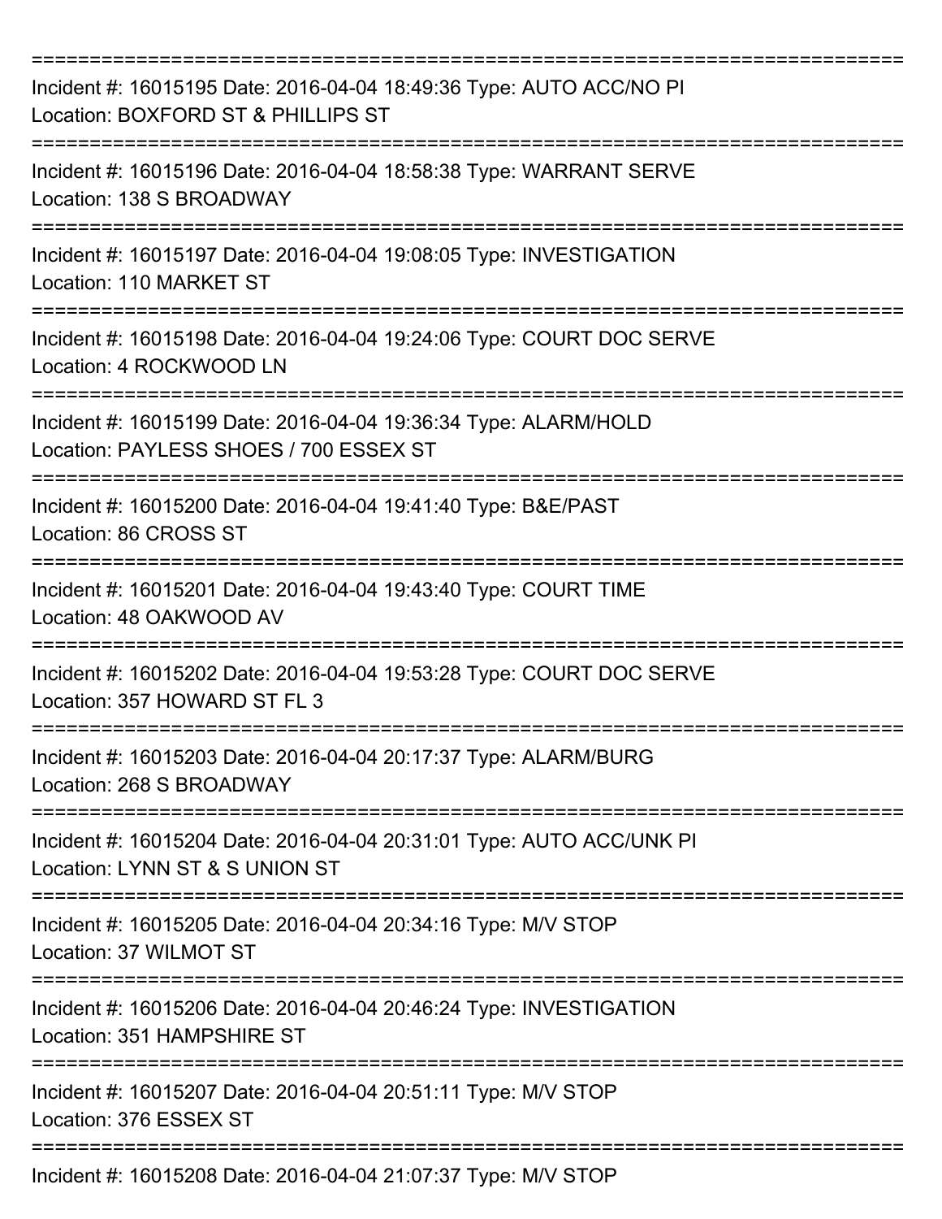===========================================================================

Incident #: 16015195 Date: 2016-04-04 18:49:36 Type: AUTO ACC/NO PI
Location: BOXFORD ST & PHILLIPS ST

===========================================================================

Incident #: 16015196 Date: 2016-04-04 18:58:38 Type: WARRANT SERVE
Location: 138 S BROADWAY

===========================================================================

Incident #: 16015197 Date: 2016-04-04 19:08:05 Type: INVESTIGATION
Location: 110 MARKET ST

===========================================================================

Incident #: 16015198 Date: 2016-04-04 19:24:06 Type: COURT DOC SERVE
Location: 4 ROCKWOOD LN

===========================================================================

Incident #: 16015199 Date: 2016-04-04 19:36:34 Type: ALARM/HOLD
Location: PAYLESS SHOES / 700 ESSEX ST

===========================================================================

Incident #: 16015200 Date: 2016-04-04 19:41:40 Type: B&E/PAST
Location: 86 CROSS ST

===========================================================================

Incident #: 16015201 Date: 2016-04-04 19:43:40 Type: COURT TIME
Location: 48 OAKWOOD AV

===========================================================================

Incident #: 16015202 Date: 2016-04-04 19:53:28 Type: COURT DOC SERVE
Location: 357 HOWARD ST FL 3

===========================================================================

Incident #: 16015203 Date: 2016-04-04 20:17:37 Type: ALARM/BURG
Location: 268 S BROADWAY

===========================================================================

Incident #: 16015204 Date: 2016-04-04 20:31:01 Type: AUTO ACC/UNK PI
Location: LYNN ST & S UNION ST

===========================================================================

Incident #: 16015205 Date: 2016-04-04 20:34:16 Type: M/V STOP
Location: 37 WILMOT ST

===========================================================================

Incident #: 16015206 Date: 2016-04-04 20:46:24 Type: INVESTIGATION
Location: 351 HAMPSHIRE ST

===========================================================================

Incident #: 16015207 Date: 2016-04-04 20:51:11 Type: M/V STOP
Location: 376 ESSEX ST

===========================================================================

Incident #: 16015208 Date: 2016-04-04 21:07:37 Type: M/V STOP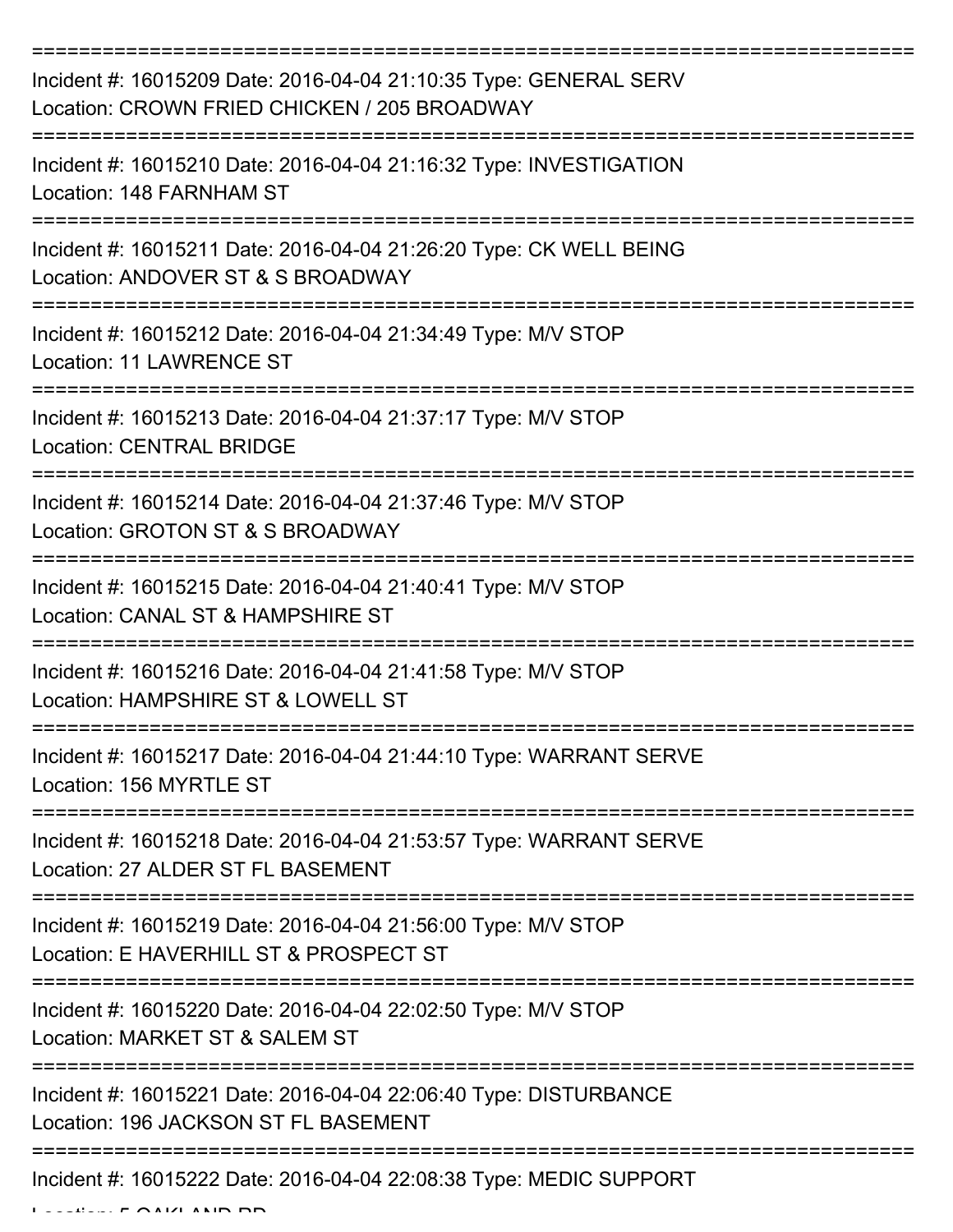===========================================================================

Incident #: 16015209 Date: 2016-04-04 21:10:35 Type: GENERAL SERV
Location: CROWN FRIED CHICKEN / 205 BROADWAY

===========================================================================

Incident #: 16015210 Date: 2016-04-04 21:16:32 Type: INVESTIGATION
Location: 148 FARNHAM ST

===========================================================================

Incident #: 16015211 Date: 2016-04-04 21:26:20 Type: CK WELL BEING
Location: ANDOVER ST & S BROADWAY

===========================================================================

Incident #: 16015212 Date: 2016-04-04 21:34:49 Type: M/V STOP
Location: 11 LAWRENCE ST

===========================================================================

Incident #: 16015213 Date: 2016-04-04 21:37:17 Type: M/V STOP
Location: CENTRAL BRIDGE

===========================================================================

Incident #: 16015214 Date: 2016-04-04 21:37:46 Type: M/V STOP
Location: GROTON ST & S BROADWAY

===========================================================================

Incident #: 16015215 Date: 2016-04-04 21:40:41 Type: M/V STOP
Location: CANAL ST & HAMPSHIRE ST

===========================================================================

Incident #: 16015216 Date: 2016-04-04 21:41:58 Type: M/V STOP
Location: HAMPSHIRE ST & LOWELL ST

===========================================================================

Incident #: 16015217 Date: 2016-04-04 21:44:10 Type: WARRANT SERVE
Location: 156 MYRTLE ST

===========================================================================

Incident #: 16015218 Date: 2016-04-04 21:53:57 Type: WARRANT SERVE
Location: 27 ALDER ST FL BASEMENT

===========================================================================

Incident #: 16015219 Date: 2016-04-04 21:56:00 Type: M/V STOP
Location: E HAVERHILL ST & PROSPECT ST

===========================================================================

Incident #: 16015220 Date: 2016-04-04 22:02:50 Type: M/V STOP
Location: MARKET ST & SALEM ST

===========================================================================

Incident #: 16015221 Date: 2016-04-04 22:06:40 Type: DISTURBANCE
Location: 196 JACKSON ST FL BASEMENT

===========================================================================

Incident #: 16015222 Date: 2016-04-04 22:08:38 Type: MEDIC SUPPORT
Location: 5 OAKLAND RD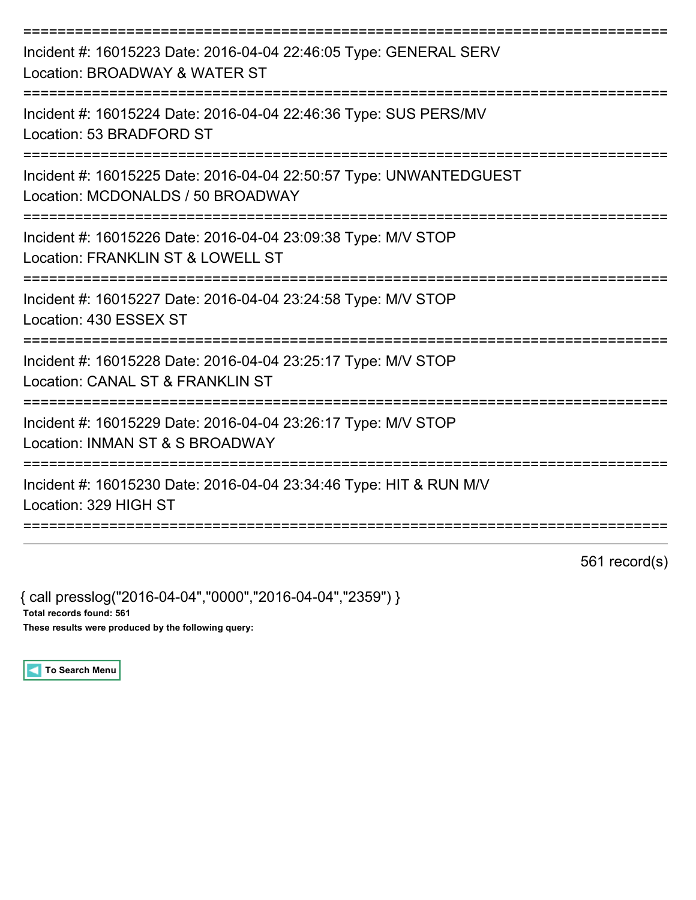===========================================================================

Incident #: 16015223 Date: 2016-04-04 22:46:05 Type: GENERAL SERV
Location: BROADWAY & WATER ST

===========================================================================

Incident #: 16015224 Date: 2016-04-04 22:46:36 Type: SUS PERS/MV
Location: 53 BRADFORD ST

===========================================================================

Incident #: 16015225 Date: 2016-04-04 22:50:57 Type: UNWANTEDGUEST
Location: MCDONALDS / 50 BROADWAY

===========================================================================

Incident #: 16015226 Date: 2016-04-04 23:09:38 Type: M/V STOP
Location: FRANKLIN ST & LOWELL ST

===========================================================================

Incident #: 16015227 Date: 2016-04-04 23:24:58 Type: M/V STOP
Location: 430 ESSEX ST

===========================================================================

Incident #: 16015228 Date: 2016-04-04 23:25:17 Type: M/V STOP
Location: CANAL ST & FRANKLIN ST

===========================================================================

Incident #: 16015229 Date: 2016-04-04 23:26:17 Type: M/V STOP
Location: INMAN ST & S BROADWAY

===========================================================================

Incident #: 16015230 Date: 2016-04-04 23:34:46 Type: HIT & RUN M/V
Location: 329 HIGH ST

===========================================================================

561 record(s)

{ call presslog("2016-04-04","0000","2016-04-04","2359") }

**Total records found: 561**

**These results were produced by the following query:**

To Search Menu